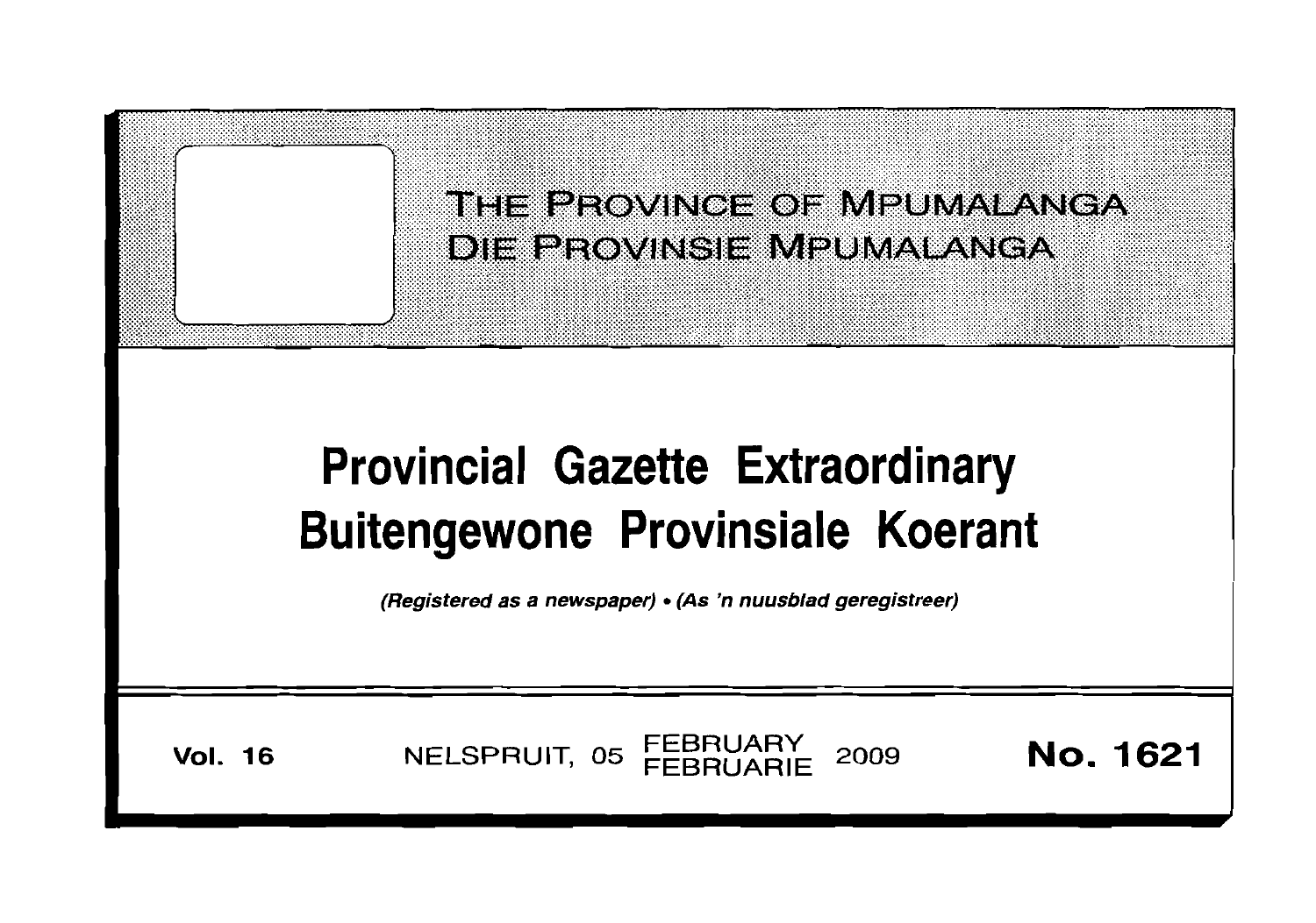# THE PROVINCE OF MPUMALANGA
# DIE PROVINSIE MPUMALANGA

# Provincial Gazette Extraordinary
# Buitengewone Provinsiale Koerant

*(Registered as a newspaper) • (As 'n nuusblad geregistreer)*

**Vol. 16** NELSPRUIT, 05 FEBRUARY FEBRUARIE 2009 **No. 1621**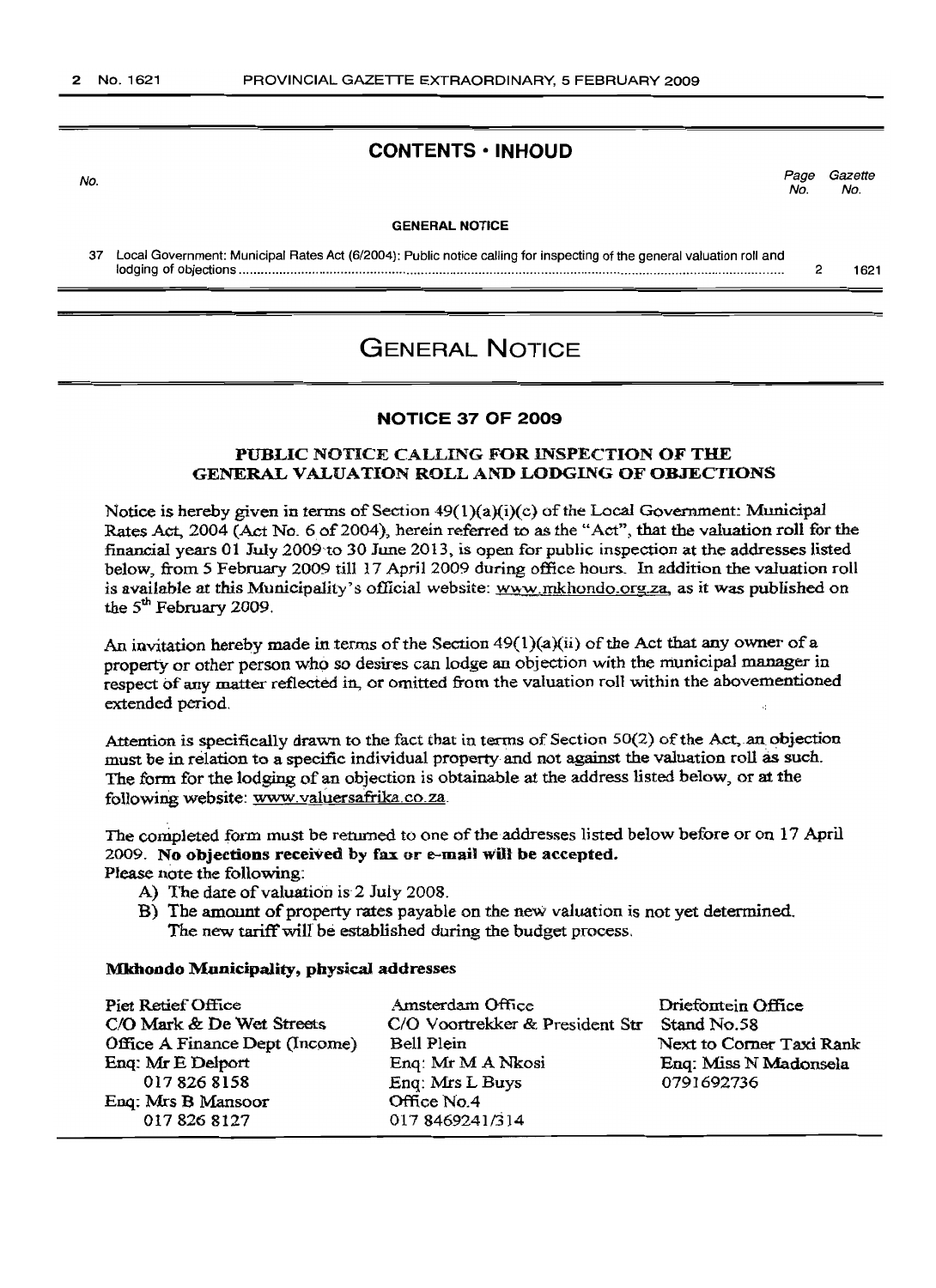## CONTENTS · INHOUD

| No. | | Page No. | Gazette No. |
|---|---|---|---|
| | **GENERAL NOTICE** | | |
| 37 | Local Government: Municipal Rates Act (6/2004): Public notice calling for inspecting of the general valuation roll and lodging of objections | 2 | 1621 |

# GENERAL NOTICE

## NOTICE 37 OF 2009

### PUBLIC NOTICE CALLING FOR INSPECTION OF THE GENERAL VALUATION ROLL AND LODGING OF OBJECTIONS

Notice is hereby given in terms of Section 49(1)(a)(i)(c) of the Local Government: Municipal Rates Act, 2004 (Act No. 6 of 2004), herein referred to as the "Act", that the valuation roll for the financial years 01 July 2009 to 30 June 2013, is open for public inspection at the addresses listed below, from 5 February 2009 till 17 April 2009 during office hours. In addition the valuation roll is available at this Municipality's official website: www.mkhondo.org.za, as it was published on the 5th February 2009.

An invitation hereby made in terms of the Section 49(1)(a)(ii) of the Act that any owner of a property or other person who so desires can lodge an objection with the municipal manager in respect of any matter reflected in, or omitted from the valuation roll within the abovementioned extended period.

Attention is specifically drawn to the fact that in terms of Section 50(2) of the Act, an objection must be in relation to a specific individual property and not against the valuation roll as such. The form for the lodging of an objection is obtainable at the address listed below, or at the following website: www.valuersafrika.co.za.

The completed form must be returned to one of the addresses listed below before or on 17 April 2009. **No objections received by fax or e-mail will be accepted.**

Please note the following:

A) The date of valuation is 2 July 2008.

B) The amount of property rates payable on the new valuation is not yet determined. The new tariff will be established during the budget process.

**Mkhondo Municipality, physical addresses**

| | | |
|---|---|---|
| Piet Retief Office | Amsterdam Office | Driefontein Office |
| C/O Mark & De Wet Streets | C/O Voortrekker & President Str | Stand No.58 |
| Office A Finance Dept (Income) | Bell Plein | Next to Corner Taxi Rank |
| Enq: Mr E Delport | Enq: Mr M A Nkosi | Enq: Miss N Madonsela |
| 017 826 8158 | Enq: Mrs L Buys | 0791692736 |
| Enq: Mrs B Mansoor | Office No.4 | |
| 017 826 8127 | 017 8469241/314 | |